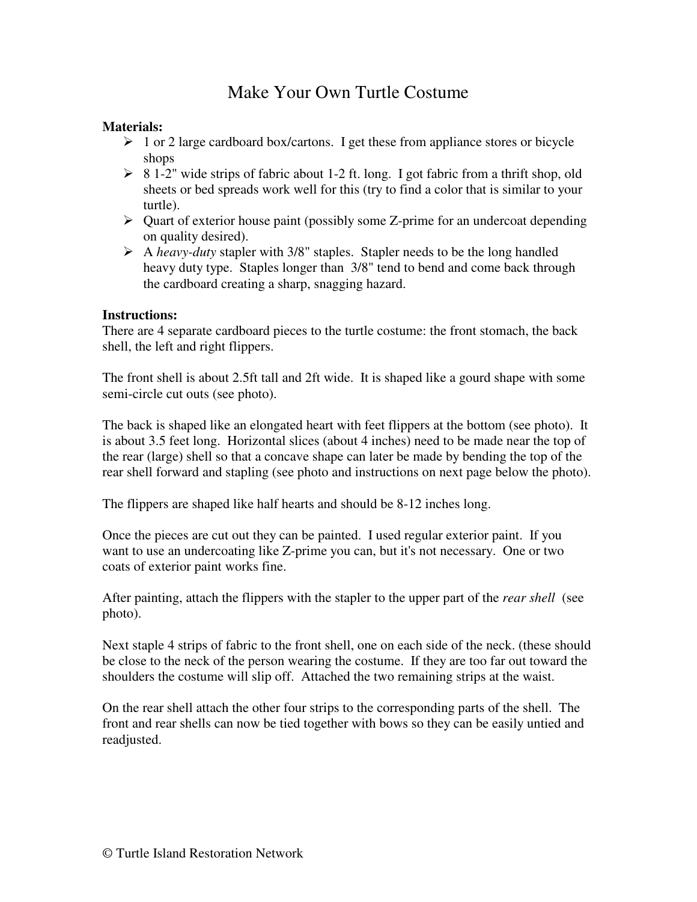# Make Your Own Turtle Costume

**Materials:**

- 1 or 2 large cardboard box/cartons. I get these from appliance stores or bicycle shops
- 8 1-2" wide strips of fabric about 1-2 ft. long. I got fabric from a thrift shop, old sheets or bed spreads work well for this (try to find a color that is similar to your turtle).
- Quart of exterior house paint (possibly some Z-prime for an undercoat depending on quality desired).
- A *heavy-duty* stapler with 3/8" staples. Stapler needs to be the long handled heavy duty type. Staples longer than 3/8" tend to bend and come back through the cardboard creating a sharp, snagging hazard.

**Instructions:**

There are 4 separate cardboard pieces to the turtle costume: the front stomach, the back shell, the left and right flippers.

The front shell is about 2.5ft tall and 2ft wide. It is shaped like a gourd shape with some semi-circle cut outs (see photo).

The back is shaped like an elongated heart with feet flippers at the bottom (see photo). It is about 3.5 feet long. Horizontal slices (about 4 inches) need to be made near the top of the rear (large) shell so that a concave shape can later be made by bending the top of the rear shell forward and stapling (see photo and instructions on next page below the photo).

The flippers are shaped like half hearts and should be 8-12 inches long.

Once the pieces are cut out they can be painted. I used regular exterior paint. If you want to use an undercoating like Z-prime you can, but it's not necessary. One or two coats of exterior paint works fine.

After painting, attach the flippers with the stapler to the upper part of the *rear shell* (see photo).

Next staple 4 strips of fabric to the front shell, one on each side of the neck. (these should be close to the neck of the person wearing the costume. If they are too far out toward the shoulders the costume will slip off. Attached the two remaining strips at the waist.

On the rear shell attach the other four strips to the corresponding parts of the shell. The front and rear shells can now be tied together with bows so they can be easily untied and readjusted.

© Turtle Island Restoration Network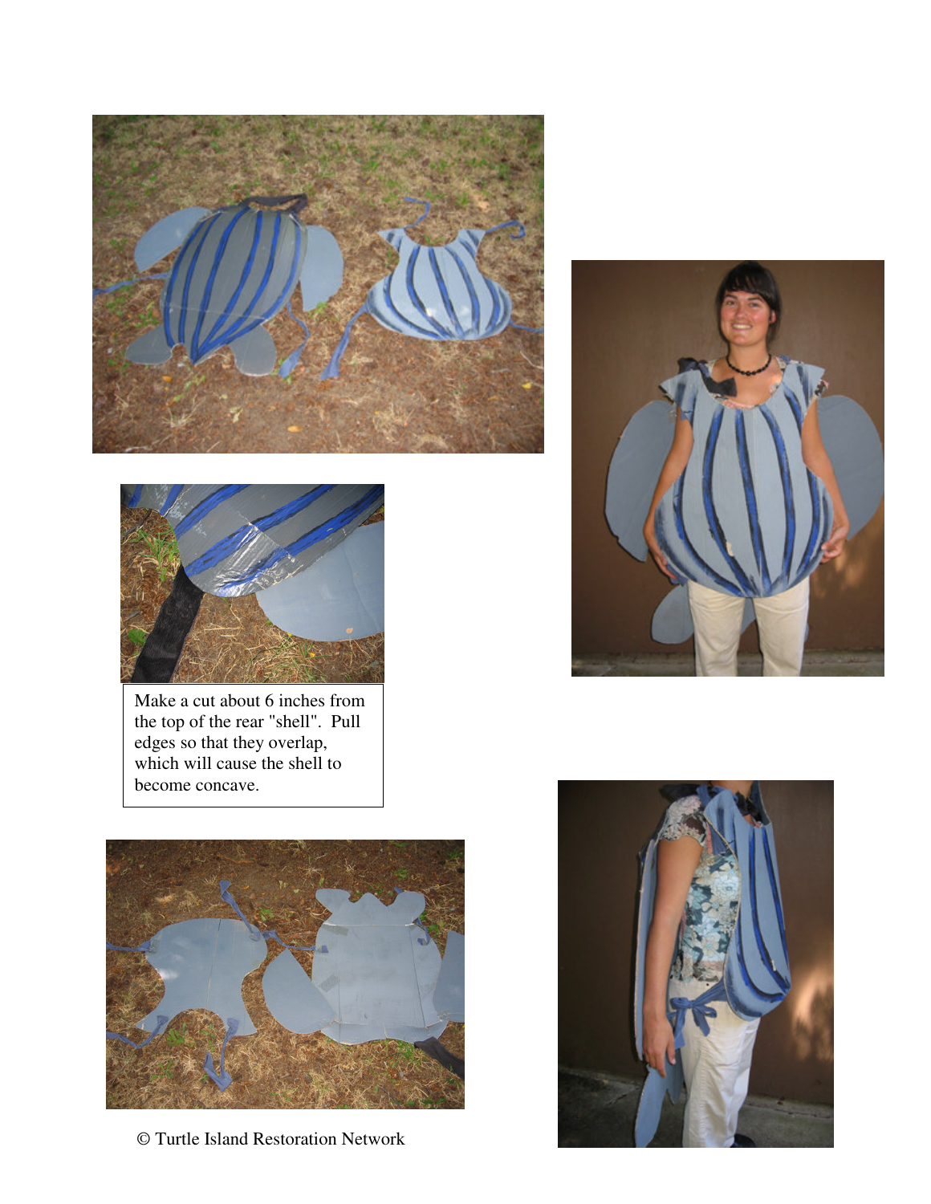Make a cut about 6 inches from the top of the rear "shell". Pull edges so that they overlap, which will cause the shell to become concave.

© Turtle Island Restoration Network